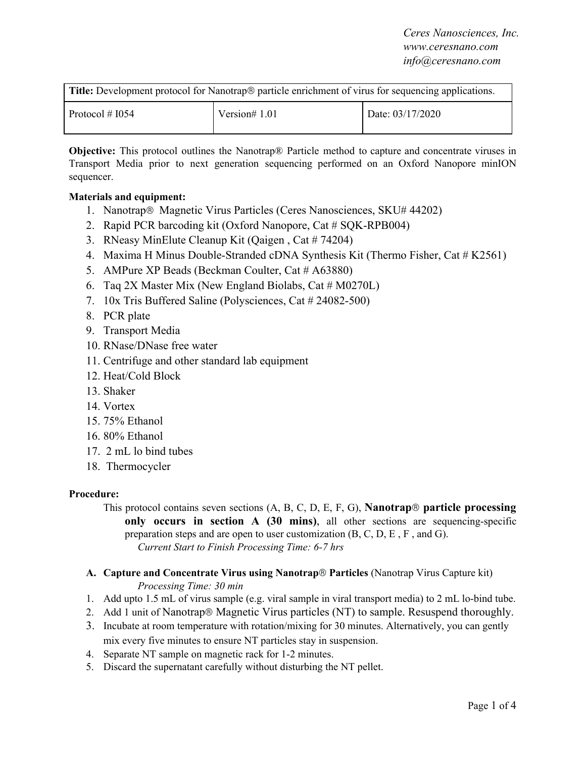*Ceres Nanosciences, Inc.*
*www.ceresnano.com*
*info@ceresnano.com*

| **Title:** Development protocol for Nanotrap® particle enrichment of virus for sequencing applications. | | |
|---|---|---|
| Protocol # I054 | Version# 1.01 | Date: 03/17/2020 |

**Objective:** This protocol outlines the Nanotrap® Particle method to capture and concentrate viruses in Transport Media prior to next generation sequencing performed on an Oxford Nanopore minION sequencer.

**Materials and equipment:**

1. Nanotrap® Magnetic Virus Particles (Ceres Nanosciences, SKU# 44202)
2. Rapid PCR barcoding kit (Oxford Nanopore, Cat # SQK-RPB004)
3. RNeasy MinElute Cleanup Kit (Qaigen , Cat # 74204)
4. Maxima H Minus Double-Stranded cDNA Synthesis Kit (Thermo Fisher, Cat # K2561)
5. AMPure XP Beads (Beckman Coulter, Cat # A63880)
6. Taq 2X Master Mix (New England Biolabs, Cat # M0270L)
7. 10x Tris Buffered Saline (Polysciences, Cat # 24082-500)
8. PCR plate
9. Transport Media
10. RNase/DNase free water
11. Centrifuge and other standard lab equipment
12. Heat/Cold Block
13. Shaker
14. Vortex
15. 75% Ethanol
16. 80% Ethanol
17. 2 mL lo bind tubes
18. Thermocycler

**Procedure:**

This protocol contains seven sections (A, B, C, D, E, F, G), **Nanotrap® particle processing only occurs in section A (30 mins)**, all other sections are sequencing-specific preparation steps and are open to user customization (B, C, D, E , F , and G).

*Current Start to Finish Processing Time: 6-7 hrs*

**A. Capture and Concentrate Virus using Nanotrap® Particles** (Nanotrap Virus Capture kit)

*Processing Time: 30 min*

1. Add upto 1.5 mL of virus sample (e.g. viral sample in viral transport media) to 2 mL lo-bind tube.
2. Add 1 unit of Nanotrap® Magnetic Virus particles (NT) to sample. Resuspend thoroughly.
3. Incubate at room temperature with rotation/mixing for 30 minutes. Alternatively, you can gently mix every five minutes to ensure NT particles stay in suspension.
4. Separate NT sample on magnetic rack for 1-2 minutes.
5. Discard the supernatant carefully without disturbing the NT pellet.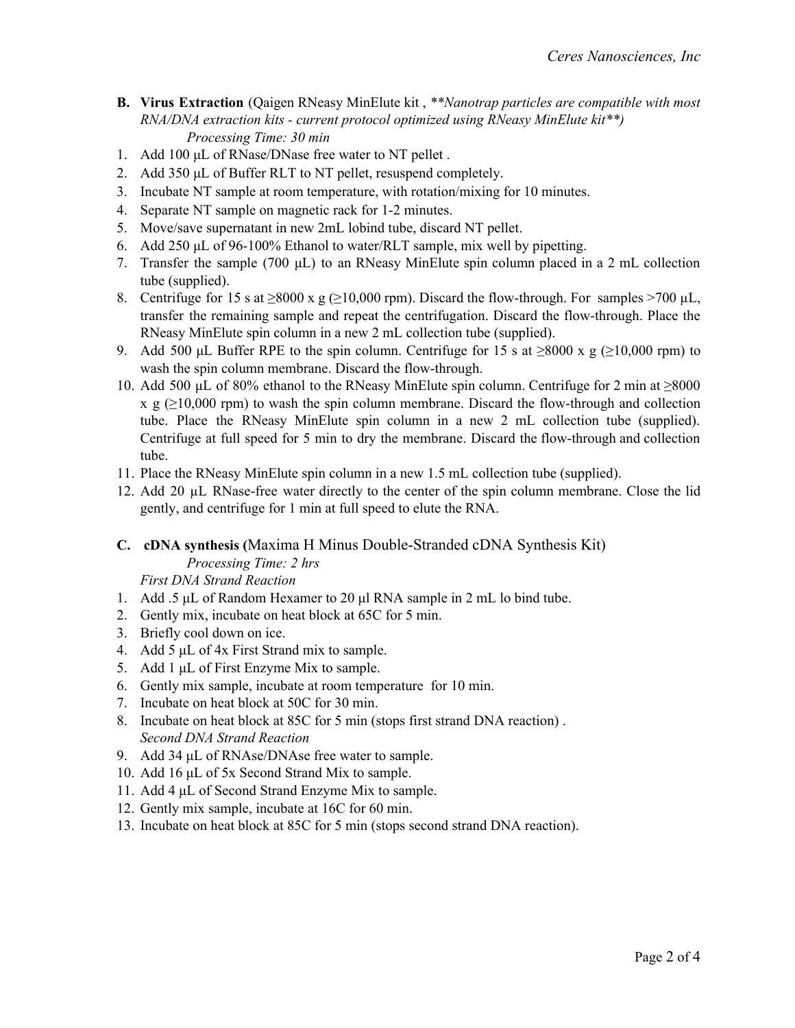**B. Virus Extraction** (Qaigen RNeasy MinElute kit , *\*\*Nanotrap particles are compatible with most RNA/DNA extraction kits - current protocol optimized using RNeasy MinElute kit\*\*)*

*Processing Time: 30 min*

1. Add 100 µL of RNase/DNase free water to NT pellet .
2. Add 350 µL of Buffer RLT to NT pellet, resuspend completely.
3. Incubate NT sample at room temperature, with rotation/mixing for 10 minutes.
4. Separate NT sample on magnetic rack for 1-2 minutes.
5. Move/save supernatant in new 2mL lobind tube, discard NT pellet.
6. Add 250 µL of 96-100% Ethanol to water/RLT sample, mix well by pipetting.
7. Transfer the sample (700 µL) to an RNeasy MinElute spin column placed in a 2 mL collection tube (supplied).
8. Centrifuge for 15 s at ≥8000 x g (≥10,000 rpm). Discard the flow-through. For samples >700 µL, transfer the remaining sample and repeat the centrifugation. Discard the flow-through. Place the RNeasy MinElute spin column in a new 2 mL collection tube (supplied).
9. Add 500 µL Buffer RPE to the spin column. Centrifuge for 15 s at ≥8000 x g (≥10,000 rpm) to wash the spin column membrane. Discard the flow-through.
10. Add 500 µL of 80% ethanol to the RNeasy MinElute spin column. Centrifuge for 2 min at ≥8000 x g (≥10,000 rpm) to wash the spin column membrane. Discard the flow-through and collection tube. Place the RNeasy MinElute spin column in a new 2 mL collection tube (supplied). Centrifuge at full speed for 5 min to dry the membrane. Discard the flow-through and collection tube.
11. Place the RNeasy MinElute spin column in a new 1.5 mL collection tube (supplied).
12. Add 20 µL RNase-free water directly to the center of the spin column membrane. Close the lid gently, and centrifuge for 1 min at full speed to elute the RNA.

**C. cDNA synthesis (**Maxima H Minus Double-Stranded cDNA Synthesis Kit)

*Processing Time: 2 hrs*

*First DNA Strand Reaction*

1. Add .5 µL of Random Hexamer to 20 µl RNA sample in 2 mL lo bind tube.
2. Gently mix, incubate on heat block at 65C for 5 min.
3. Briefly cool down on ice.
4. Add 5 µL of 4x First Strand mix to sample.
5. Add 1 µL of First Enzyme Mix to sample.
6. Gently mix sample, incubate at room temperature for 10 min.
7. Incubate on heat block at 50C for 30 min.
8. Incubate on heat block at 85C for 5 min (stops first strand DNA reaction) .

*Second DNA Strand Reaction*

9. Add 34 µL of RNAse/DNAse free water to sample.
10. Add 16 µL of 5x Second Strand Mix to sample.
11. Add 4 µL of Second Strand Enzyme Mix to sample.
12. Gently mix sample, incubate at 16C for 60 min.
13. Incubate on heat block at 85C for 5 min (stops second strand DNA reaction).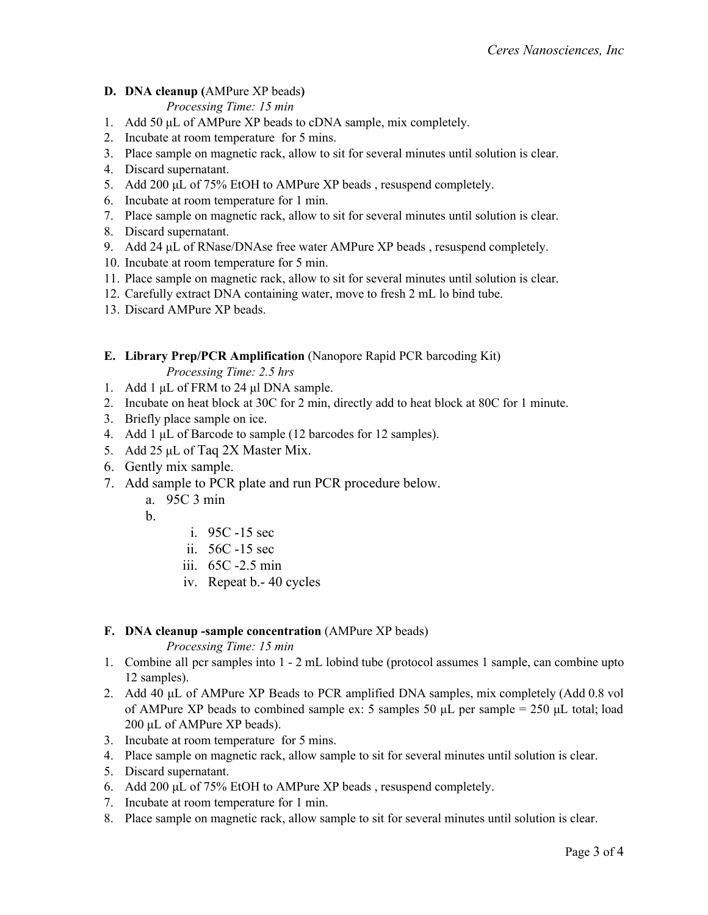**D. DNA cleanup (**AMPure XP beads**)**

*Processing Time: 15 min*

1. Add 50 µL of AMPure XP beads to cDNA sample, mix completely.
2. Incubate at room temperature for 5 mins.
3. Place sample on magnetic rack, allow to sit for several minutes until solution is clear.
4. Discard supernatant.
5. Add 200 µL of 75% EtOH to AMPure XP beads , resuspend completely.
6. Incubate at room temperature for 1 min.
7. Place sample on magnetic rack, allow to sit for several minutes until solution is clear.
8. Discard supernatant.
9. Add 24 µL of RNase/DNAse free water AMPure XP beads , resuspend completely.
10. Incubate at room temperature for 5 min.
11. Place sample on magnetic rack, allow to sit for several minutes until solution is clear.
12. Carefully extract DNA containing water, move to fresh 2 mL lo bind tube.
13. Discard AMPure XP beads.

**E. Library Prep/PCR Amplification** (Nanopore Rapid PCR barcoding Kit)

*Processing Time: 2.5 hrs*

1. Add 1 µL of FRM to 24 µl DNA sample.
2. Incubate on heat block at 30C for 2 min, directly add to heat block at 80C for 1 minute.
3. Briefly place sample on ice.
4. Add 1 µL of Barcode to sample (12 barcodes for 12 samples).
5. Add 25 µL of Taq 2X Master Mix.
6. Gently mix sample.
7. Add sample to PCR plate and run PCR procedure below.
   a. 95C 3 min
   b.
      i. 95C -15 sec
      ii. 56C -15 sec
      iii. 65C -2.5 min
      iv. Repeat b.- 40 cycles

**F. DNA cleanup -sample concentration** (AMPure XP beads)

*Processing Time: 15 min*

1. Combine all pcr samples into 1 - 2 mL lobind tube (protocol assumes 1 sample, can combine upto 12 samples).
2. Add 40 µL of AMPure XP Beads to PCR amplified DNA samples, mix completely (Add 0.8 vol of AMPure XP beads to combined sample ex: 5 samples 50 µL per sample = 250 µL total; load 200 µL of AMPure XP beads).
3. Incubate at room temperature for 5 mins.
4. Place sample on magnetic rack, allow sample to sit for several minutes until solution is clear.
5. Discard supernatant.
6. Add 200 µL of 75% EtOH to AMPure XP beads , resuspend completely.
7. Incubate at room temperature for 1 min.
8. Place sample on magnetic rack, allow sample to sit for several minutes until solution is clear.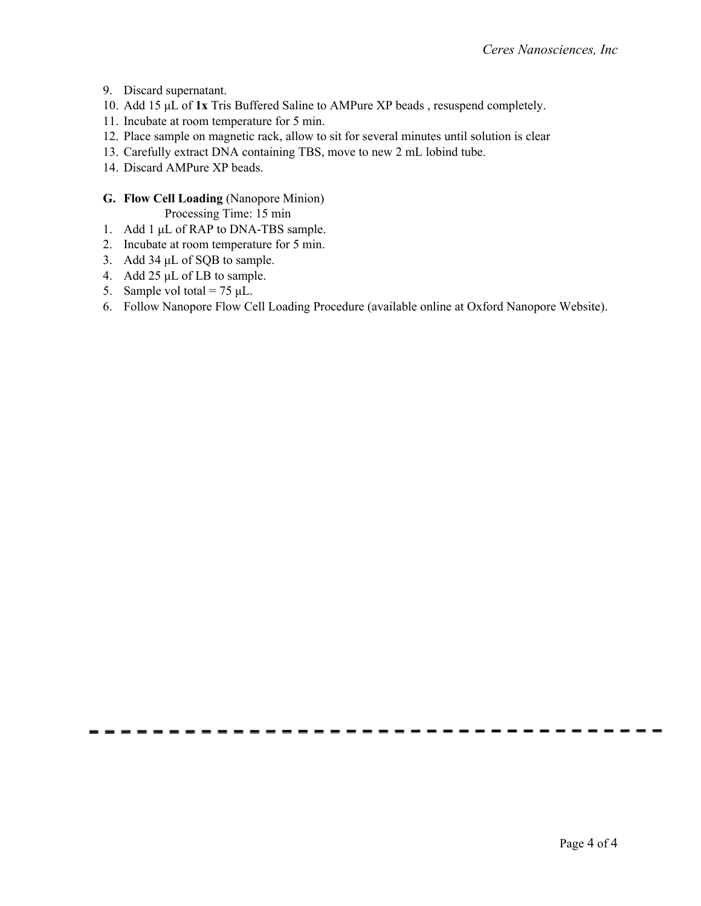9. Discard supernatant.
10. Add 15 μL of **1x** Tris Buffered Saline to AMPure XP beads , resuspend completely.
11. Incubate at room temperature for 5 min.
12. Place sample on magnetic rack, allow to sit for several minutes until solution is clear
13. Carefully extract DNA containing TBS, move to new 2 mL lobind tube.
14. Discard AMPure XP beads.

**G. Flow Cell Loading** (Nanopore Minion)

Processing Time: 15 min

1. Add 1 μL of RAP to DNA-TBS sample.
2. Incubate at room temperature for 5 min.
3. Add 34 μL of SQB to sample.
4. Add 25 μL of LB to sample.
5. Sample vol total = 75 μL.
6. Follow Nanopore Flow Cell Loading Procedure (available online at Oxford Nanopore Website).